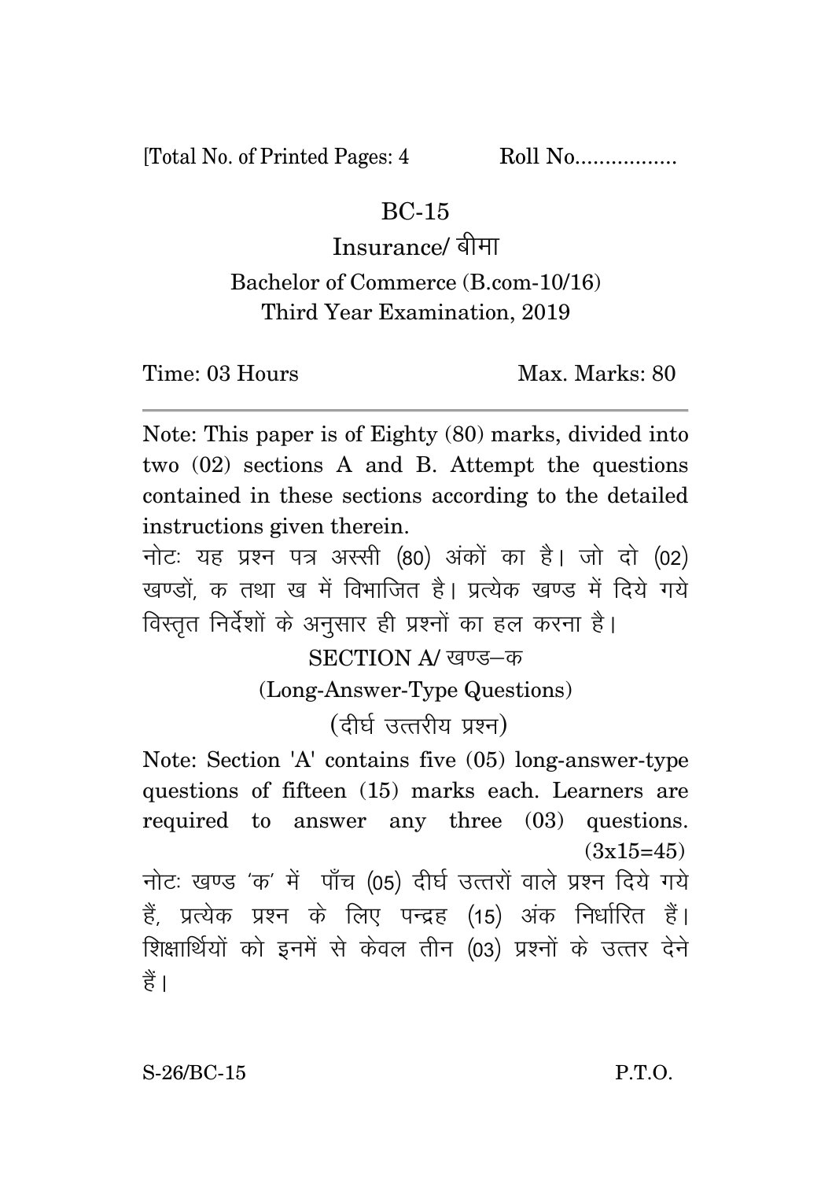[Total No. of Printed Pages: 4 Roll No.................

# BC-15

## Insurance/ बीमा

Bachelor of Commerce (B.com-10/16)
Third Year Examination, 2019

Time: 03 Hours Max. Marks: 80

---

Note: This paper is of Eighty (80) marks, divided into two (02) sections A and B. Attempt the questions contained in these sections according to the detailed instructions given therein.

नोटः यह प्रश्न पत्र अस्सी (80) अंकों का है। जो दो (02) खण्डों, क तथा ख में विभाजित है। प्रत्येक खण्ड में दिये गये विस्तृत निर्देशों के अनुसार ही प्रश्नों का हल करना है।

### SECTION A/ खण्ड–क

(Long-Answer-Type Questions)

(दीर्घ उत्तरीय प्रश्न)

Note: Section 'A' contains five (05) long-answer-type questions of fifteen (15) marks each. Learners are required to answer any three (03) questions. (3x15=45)

नोटः खण्ड 'क' में पाँच (05) दीर्घ उत्तरों वाले प्रश्न दिये गये हैं, प्रत्येक प्रश्न के लिए पन्द्रह (15) अंक निर्धारित हैं। शिक्षार्थियों को इनमें से केवल तीन (03) प्रश्नों के उत्तर देने हैं।

S-26/BC-15 P.T.O.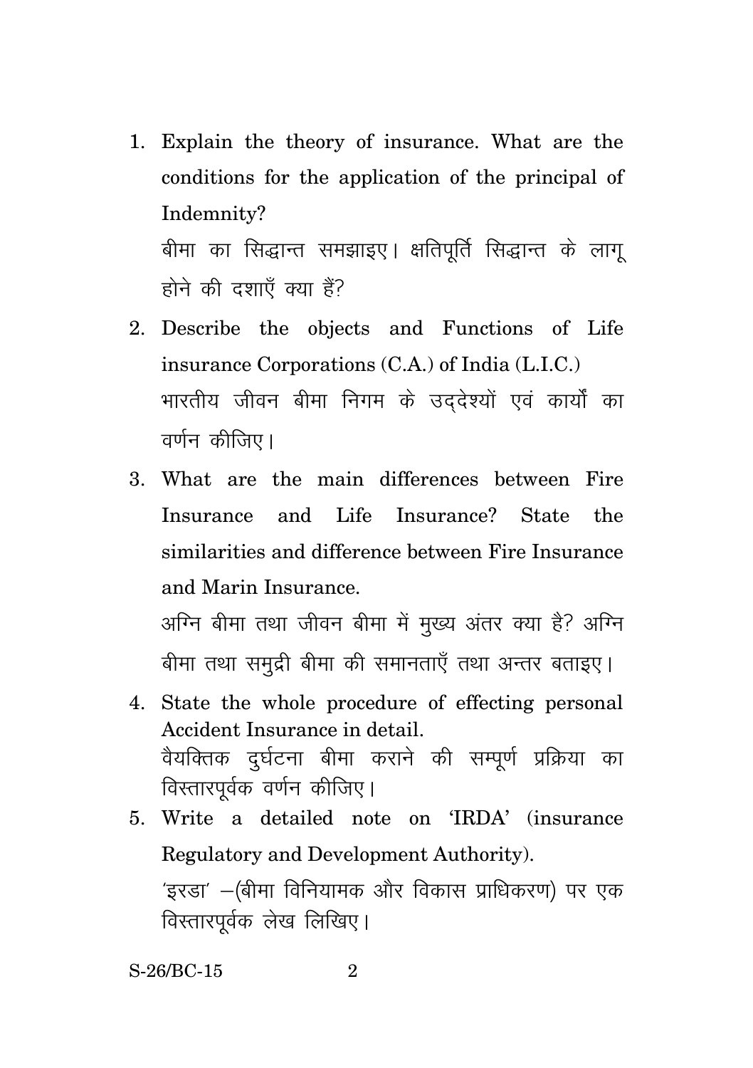1. Explain the theory of insurance. What are the conditions for the application of the principal of Indemnity?

   बीमा का सिद्धान्त समझाइए। क्षतिपूर्ति सिद्धान्त के लागू होने की दशाएँ क्या हैं?

2. Describe the objects and Functions of Life insurance Corporations (C.A.) of India (L.I.C.)

   भारतीय जीवन बीमा निगम के उद्देश्यों एवं कार्यों का वर्णन कीजिए।

3. What are the main differences between Fire Insurance and Life Insurance? State the similarities and difference between Fire Insurance and Marin Insurance.

   अग्नि बीमा तथा जीवन बीमा में मुख्य अंतर क्या है? अग्नि बीमा तथा समुद्री बीमा की समानताएँ तथा अन्तर बताइए।

4. State the whole procedure of effecting personal Accident Insurance in detail.

   वैयक्तिक दुर्घटना बीमा कराने की सम्पूर्ण प्रक्रिया का विस्तारपूर्वक वर्णन कीजिए।

5. Write a detailed note on 'IRDA' (insurance Regulatory and Development Authority).

   'इरडा' –(बीमा विनियामक और विकास प्राधिकरण) पर एक विस्तारपूर्वक लेख लिखिए।

S-26/BC-15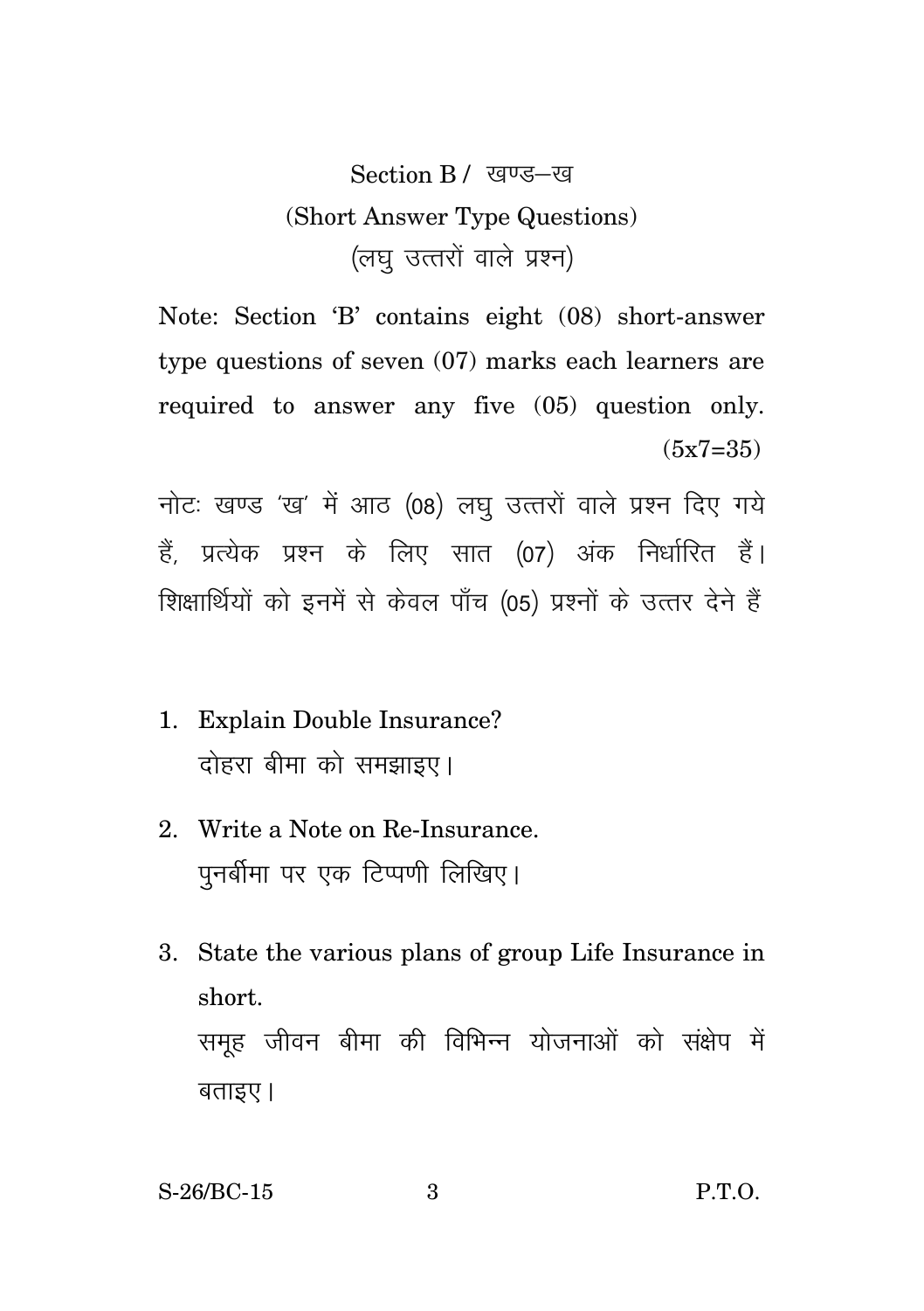## Section B / खण्ड–ख

### (Short Answer Type Questions)

### (लघु उत्तरों वाले प्रश्न)

Note: Section 'B' contains eight (08) short-answer type questions of seven (07) marks each learners are required to answer any five (05) question only. (5x7=35)

नोटः खण्ड 'ख' में आठ (08) लघु उत्तरों वाले प्रश्न दिए गये हैं, प्रत्येक प्रश्न के लिए सात (07) अंक निर्धारित हैं। शिक्षार्थियों को इनमें से केवल पाँच (05) प्रश्नों के उत्तर देने हैं

1. Explain Double Insurance?
   दोहरा बीमा को समझाइए।

2. Write a Note on Re-Insurance.
   पुनर्बीमा पर एक टिप्पणी लिखिए।

3. State the various plans of group Life Insurance in short.
   समूह जीवन बीमा की विभिन्न योजनाओं को संक्षेप में बताइए।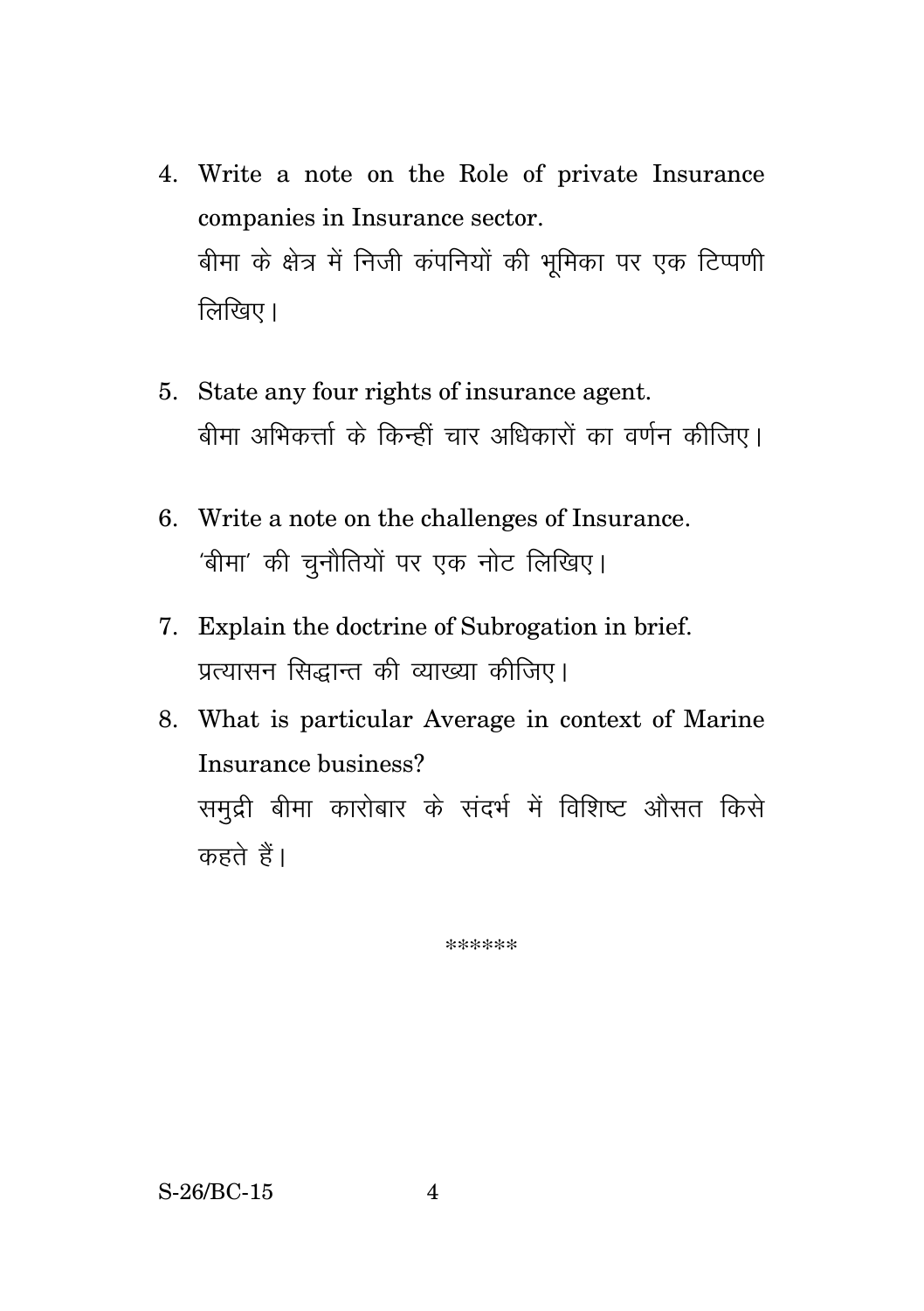4. Write a note on the Role of private Insurance companies in Insurance sector.
   बीमा के क्षेत्र में निजी कंपनियों की भूमिका पर एक टिप्पणी लिखिए।

5. State any four rights of insurance agent.
   बीमा अभिकर्त्ता के किन्हीं चार अधिकारों का वर्णन कीजिए।

6. Write a note on the challenges of Insurance.
   'बीमा' की चुनौतियों पर एक नोट लिखिए।

7. Explain the doctrine of Subrogation in brief.
   प्रत्यासन सिद्धान्त की व्याख्या कीजिए।

8. What is particular Average in context of Marine Insurance business?
   समुद्री बीमा कारोबार के संदर्भ में विशिष्ट औसत किसे कहते हैं।

******

S-26/BC-15